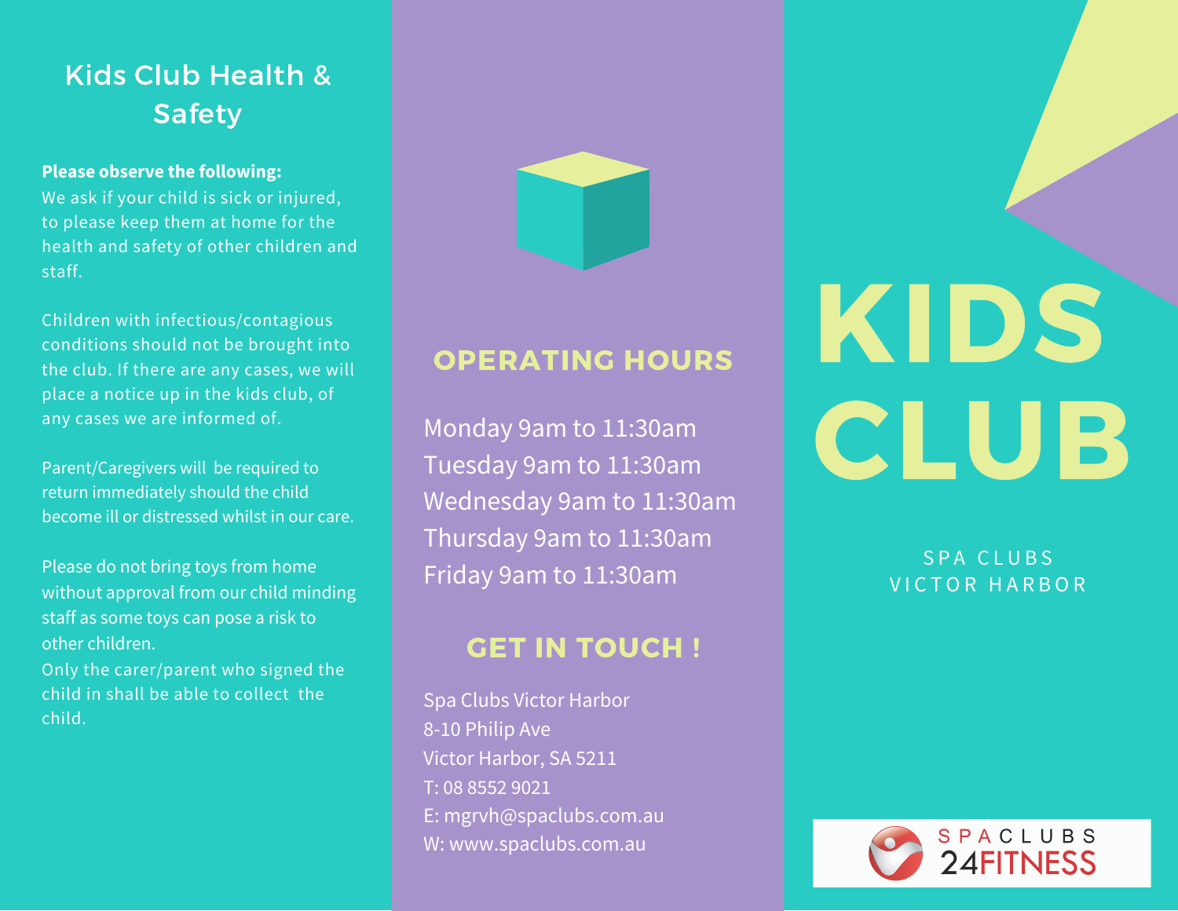# Kids Club Health & Safety

**Please observe the following:**
We ask if your child is sick or injured, to please keep them at home for the health and safety of other children and staff.

Children with infectious/contagious conditions should not be brought into the club. If there are any cases, we will place a notice up in the kids club, of any cases we are informed of.

Parent/Caregivers will be required to return immediately should the child become ill or distressed whilst in our care.

Please do not bring toys from home without approval from our child minding staff as some toys can pose a risk to other children.
Only the carer/parent who signed the child in shall be able to collect the child.

## OPERATING HOURS

Monday 9am to 11:30am
Tuesday 9am to 11:30am
Wednesday 9am to 11:30am
Thursday 9am to 11:30am
Friday 9am to 11:30am

## GET IN TOUCH !

Spa Clubs Victor Harbor
8-10 Philip Ave
Victor Harbor, SA 5211
T: 08 8552 9021
E: mgrvh@spaclubs.com.au
W: www.spaclubs.com.au

# KIDS CLUB

SPA CLUBS
VICTOR HARBOR

SPACLUBS
24FITNESS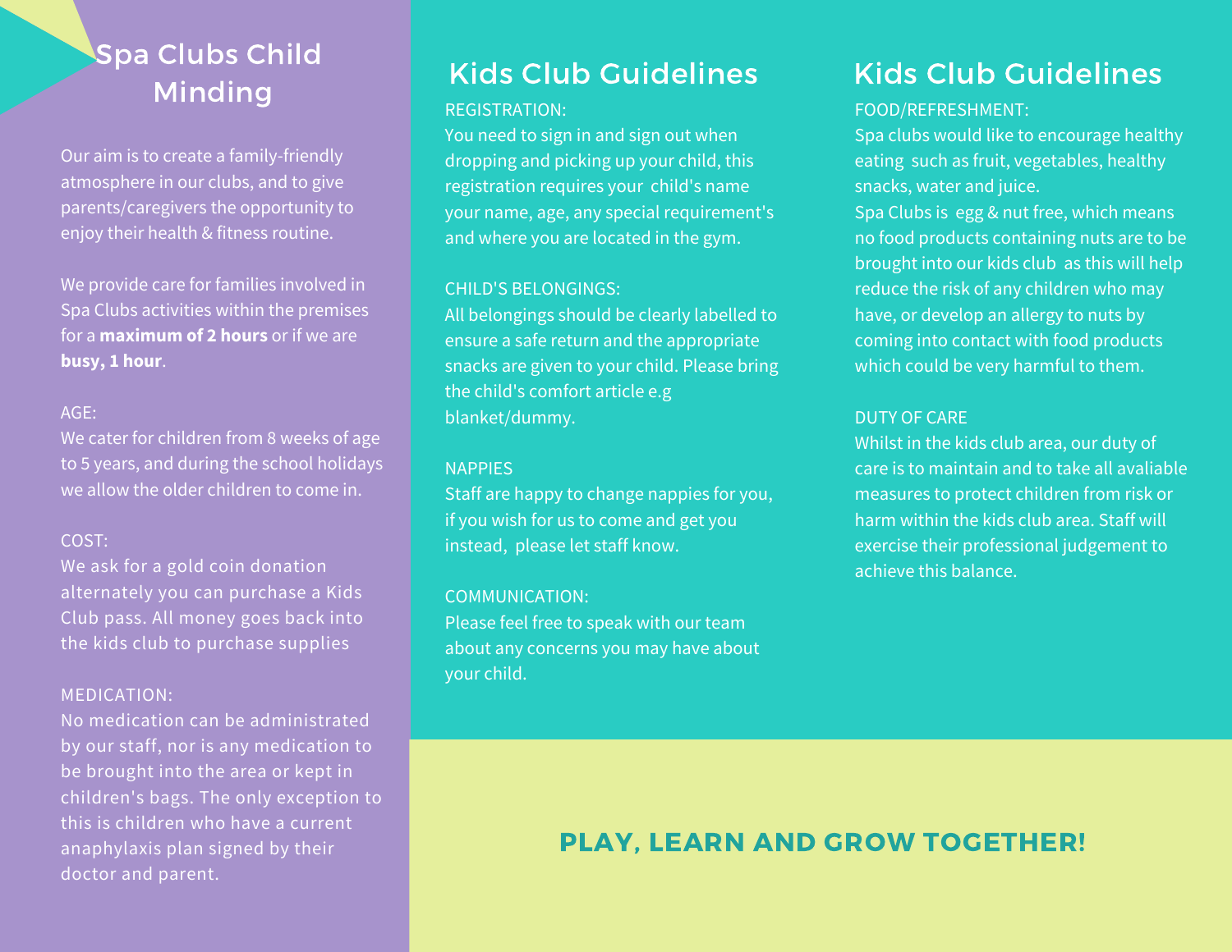# Spa Clubs Child Minding

Our aim is to create a family-friendly atmosphere in our clubs, and to give parents/caregivers the opportunity to enjoy their health & fitness routine.

We provide care for families involved in Spa Clubs activities within the premises for a **maximum of 2 hours** or if we are **busy, 1 hour**.

AGE:
We cater for children from 8 weeks of age to 5 years, and during the school holidays we allow the older children to come in.

COST:
We ask for a gold coin donation alternately you can purchase a Kids Club pass. All money goes back into the kids club to purchase supplies

MEDICATION:
No medication can be administrated by our staff, nor is any medication to be brought into the area or kept in children's bags. The only exception to this is children who have a current anaphylaxis plan signed by their doctor and parent.

## Kids Club Guidelines

REGISTRATION:
You need to sign in and sign out when dropping and picking up your child, this registration requires your child's name your name, age, any special requirement's and where you are located in the gym.

CHILD'S BELONGINGS:
All belongings should be clearly labelled to ensure a safe return and the appropriate snacks are given to your child. Please bring the child's comfort article e.g blanket/dummy.

NAPPIES
Staff are happy to change nappies for you, if you wish for us to come and get you instead, please let staff know.

COMMUNICATION:
Please feel free to speak with our team about any concerns you may have about your child.

## Kids Club Guidelines

FOOD/REFRESHMENT:
Spa clubs would like to encourage healthy eating such as fruit, vegetables, healthy snacks, water and juice.
Spa Clubs is egg & nut free, which means no food products containing nuts are to be brought into our kids club as this will help reduce the risk of any children who may have, or develop an allergy to nuts by coming into contact with food products which could be very harmful to them.

DUTY OF CARE
Whilst in the kids club area, our duty of care is to maintain and to take all avaliable measures to protect children from risk or harm within the kids club area. Staff will exercise their professional judgement to achieve this balance.

**PLAY, LEARN AND GROW TOGETHER!**